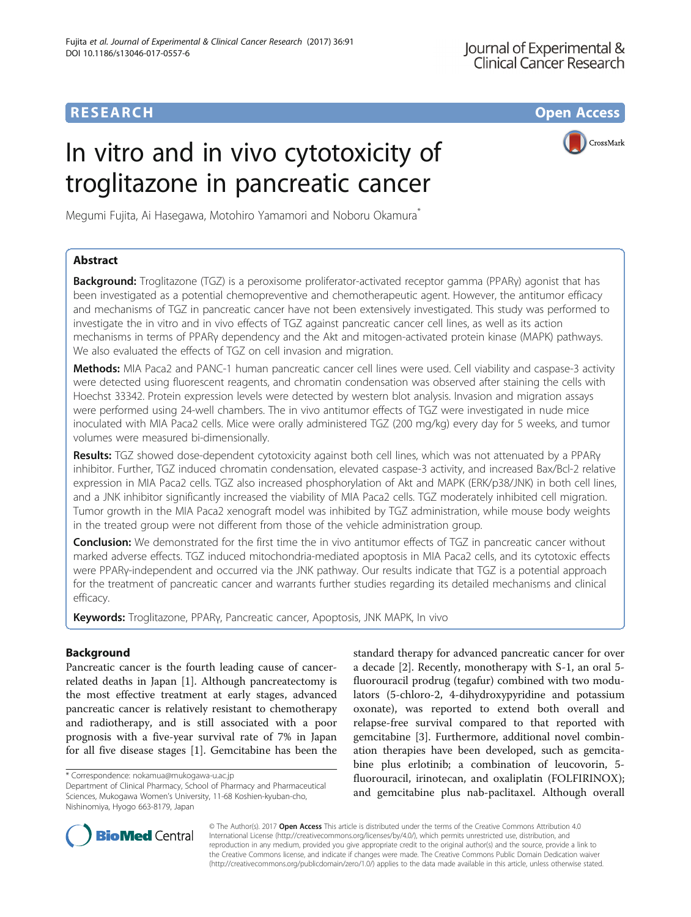RESEARCH

Open Access

# In vitro and in vivo cytotoxicity of troglitazone in pancreatic cancer

Megumi Fujita, Ai Hasegawa, Motohiro Yamamori and Noboru Okamura*

## Abstract

**Background:** Troglitazone (TGZ) is a peroxisome proliferator-activated receptor gamma (PPARγ) agonist that has been investigated as a potential chemopreventive and chemotherapeutic agent. However, the antitumor efficacy and mechanisms of TGZ in pancreatic cancer have not been extensively investigated. This study was performed to investigate the in vitro and in vivo effects of TGZ against pancreatic cancer cell lines, as well as its action mechanisms in terms of PPARγ dependency and the Akt and mitogen-activated protein kinase (MAPK) pathways. We also evaluated the effects of TGZ on cell invasion and migration.

**Methods:** MIA Paca2 and PANC-1 human pancreatic cancer cell lines were used. Cell viability and caspase-3 activity were detected using fluorescent reagents, and chromatin condensation was observed after staining the cells with Hoechst 33342. Protein expression levels were detected by western blot analysis. Invasion and migration assays were performed using 24-well chambers. The in vivo antitumor effects of TGZ were investigated in nude mice inoculated with MIA Paca2 cells. Mice were orally administered TGZ (200 mg/kg) every day for 5 weeks, and tumor volumes were measured bi-dimensionally.

**Results:** TGZ showed dose-dependent cytotoxicity against both cell lines, which was not attenuated by a PPARγ inhibitor. Further, TGZ induced chromatin condensation, elevated caspase-3 activity, and increased Bax/Bcl-2 relative expression in MIA Paca2 cells. TGZ also increased phosphorylation of Akt and MAPK (ERK/p38/JNK) in both cell lines, and a JNK inhibitor significantly increased the viability of MIA Paca2 cells. TGZ moderately inhibited cell migration. Tumor growth in the MIA Paca2 xenograft model was inhibited by TGZ administration, while mouse body weights in the treated group were not different from those of the vehicle administration group.

**Conclusion:** We demonstrated for the first time the in vivo antitumor effects of TGZ in pancreatic cancer without marked adverse effects. TGZ induced mitochondria-mediated apoptosis in MIA Paca2 cells, and its cytotoxic effects were PPARγ-independent and occurred via the JNK pathway. Our results indicate that TGZ is a potential approach for the treatment of pancreatic cancer and warrants further studies regarding its detailed mechanisms and clinical efficacy.

**Keywords:** Troglitazone, PPARγ, Pancreatic cancer, Apoptosis, JNK MAPK, In vivo

## Background

Pancreatic cancer is the fourth leading cause of cancer-related deaths in Japan [1]. Although pancreatectomy is the most effective treatment at early stages, advanced pancreatic cancer is relatively resistant to chemotherapy and radiotherapy, and is still associated with a poor prognosis with a five-year survival rate of 7% in Japan for all five disease stages [1]. Gemcitabine has been the standard therapy for advanced pancreatic cancer for over a decade [2]. Recently, monotherapy with S-1, an oral 5-fluorouracil prodrug (tegafur) combined with two modulators (5-chloro-2, 4-dihydroxypyridine and potassium oxonate), was reported to extend both overall and relapse-free survival compared to that reported with gemcitabine [3]. Furthermore, additional novel combination therapies have been developed, such as gemcitabine plus erlotinib; a combination of leucovorin, 5-fluorouracil, irinotecan, and oxaliplatin (FOLFIRINOX); and gemcitabine plus nab-paclitaxel. Although overall

* Correspondence: nokamua@mukogawa-u.ac.jp
Department of Clinical Pharmacy, School of Pharmacy and Pharmaceutical Sciences, Mukogawa Women's University, 11-68 Koshien-kyuban-cho, Nishinomiya, Hyogo 663-8179, Japan

© The Author(s). 2017 **Open Access** This article is distributed under the terms of the Creative Commons Attribution 4.0 International License (http://creativecommons.org/licenses/by/4.0/), which permits unrestricted use, distribution, and reproduction in any medium, provided you give appropriate credit to the original author(s) and the source, provide a link to the Creative Commons license, and indicate if changes were made. The Creative Commons Public Domain Dedication waiver (http://creativecommons.org/publicdomain/zero/1.0/) applies to the data made available in this article, unless otherwise stated.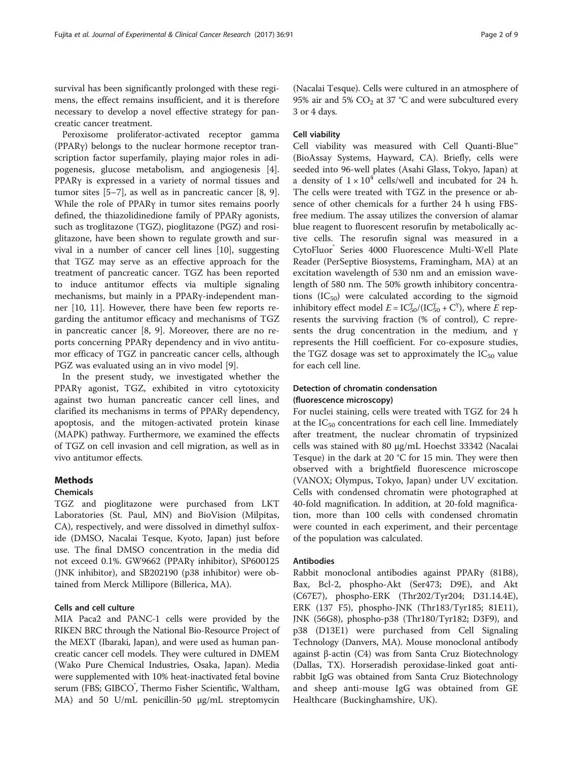survival has been significantly prolonged with these regimens, the effect remains insufficient, and it is therefore necessary to develop a novel effective strategy for pancreatic cancer treatment.

Peroxisome proliferator-activated receptor gamma (PPARγ) belongs to the nuclear hormone receptor transcription factor superfamily, playing major roles in adipogenesis, glucose metabolism, and angiogenesis [4]. PPARγ is expressed in a variety of normal tissues and tumor sites [5–7], as well as in pancreatic cancer [8, 9]. While the role of PPARγ in tumor sites remains poorly defined, the thiazolidinedione family of PPARγ agonists, such as troglitazone (TGZ), pioglitazone (PGZ) and rosiglitazone, have been shown to regulate growth and survival in a number of cancer cell lines [10], suggesting that TGZ may serve as an effective approach for the treatment of pancreatic cancer. TGZ has been reported to induce antitumor effects via multiple signaling mechanisms, but mainly in a PPARγ-independent manner [10, 11]. However, there have been few reports regarding the antitumor efficacy and mechanisms of TGZ in pancreatic cancer [8, 9]. Moreover, there are no reports concerning PPARγ dependency and in vivo antitumor efficacy of TGZ in pancreatic cancer cells, although PGZ was evaluated using an in vivo model [9].

In the present study, we investigated whether the PPARγ agonist, TGZ, exhibited in vitro cytotoxicity against two human pancreatic cancer cell lines, and clarified its mechanisms in terms of PPARγ dependency, apoptosis, and the mitogen-activated protein kinase (MAPK) pathway. Furthermore, we examined the effects of TGZ on cell invasion and cell migration, as well as in vivo antitumor effects.

## Methods

### Chemicals

TGZ and pioglitazone were purchased from LKT Laboratories (St. Paul, MN) and BioVision (Milpitas, CA), respectively, and were dissolved in dimethyl sulfoxide (DMSO, Nacalai Tesque, Kyoto, Japan) just before use. The final DMSO concentration in the media did not exceed 0.1%. GW9662 (PPARγ inhibitor), SP600125 (JNK inhibitor), and SB202190 (p38 inhibitor) were obtained from Merck Millipore (Billerica, MA).

### Cells and cell culture

MIA Paca2 and PANC-1 cells were provided by the RIKEN BRC through the National Bio-Resource Project of the MEXT (Ibaraki, Japan), and were used as human pancreatic cancer cell models. They were cultured in DMEM (Wako Pure Chemical Industries, Osaka, Japan). Media were supplemented with 10% heat-inactivated fetal bovine serum (FBS; GIBCO®, Thermo Fisher Scientific, Waltham, MA) and 50 U/mL penicillin-50 μg/mL streptomycin (Nacalai Tesque). Cells were cultured in an atmosphere of 95% air and 5% $CO_2$ at 37 °C and were subcultured every 3 or 4 days.

### Cell viability

Cell viability was measured with Cell Quanti-Blue™ (BioAssay Systems, Hayward, CA). Briefly, cells were seeded into 96-well plates (Asahi Glass, Tokyo, Japan) at a density of $1 \times 10^4$ cells/well and incubated for 24 h. The cells were treated with TGZ in the presence or absence of other chemicals for a further 24 h using FBS-free medium. The assay utilizes the conversion of alamar blue reagent to fluorescent resorufin by metabolically active cells. The resorufin signal was measured in a CytoFluor® Series 4000 Fluorescence Multi-Well Plate Reader (PerSeptive Biosystems, Framingham, MA) at an excitation wavelength of 530 nm and an emission wavelength of 580 nm. The 50% growth inhibitory concentrations ($IC_{50}$) were calculated according to the sigmoid inhibitory effect model $E = IC_{50}^{\gamma}/(IC_{50}^{\gamma} + C^{\gamma})$, where $E$ represents the surviving fraction (% of control), C represents the drug concentration in the medium, and γ represents the Hill coefficient. For co-exposure studies, the TGZ dosage was set to approximately the $IC_{50}$ value for each cell line.

### Detection of chromatin condensation (fluorescence microscopy)

For nuclei staining, cells were treated with TGZ for 24 h at the $IC_{50}$ concentrations for each cell line. Immediately after treatment, the nuclear chromatin of trypsinized cells was stained with 80 μg/mL Hoechst 33342 (Nacalai Tesque) in the dark at 20 °C for 15 min. They were then observed with a brightfield fluorescence microscope (VANOX; Olympus, Tokyo, Japan) under UV excitation. Cells with condensed chromatin were photographed at 40-fold magnification. In addition, at 20-fold magnification, more than 100 cells with condensed chromatin were counted in each experiment, and their percentage of the population was calculated.

### Antibodies

Rabbit monoclonal antibodies against PPARγ (81B8), Bax, Bcl-2, phospho-Akt (Ser473; D9E), and Akt (C67E7), phospho-ERK (Thr202/Tyr204; D31.14.4E), ERK (137 F5), phospho-JNK (Thr183/Tyr185; 81E11), JNK (56G8), phospho-p38 (Thr180/Tyr182; D3F9), and p38 (D13E1) were purchased from Cell Signaling Technology (Danvers, MA). Mouse monoclonal antibody against β-actin (C4) was from Santa Cruz Biotechnology (Dallas, TX). Horseradish peroxidase-linked goat anti-rabbit IgG was obtained from Santa Cruz Biotechnology and sheep anti-mouse IgG was obtained from GE Healthcare (Buckinghamshire, UK).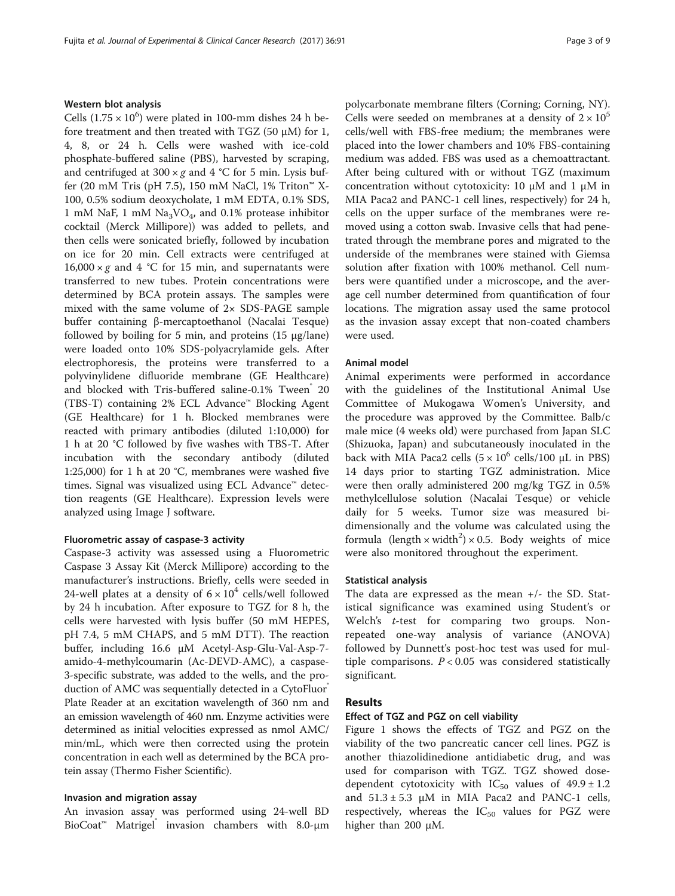### Western blot analysis

Cells ($1.75 \times 10^6$) were plated in 100-mm dishes 24 h before treatment and then treated with TGZ (50 μM) for 1, 4, 8, or 24 h. Cells were washed with ice-cold phosphate-buffered saline (PBS), harvested by scraping, and centrifuged at $300 \times g$ and 4 °C for 5 min. Lysis buffer (20 mM Tris (pH 7.5), 150 mM NaCl, 1% Triton™ X-100, 0.5% sodium deoxycholate, 1 mM EDTA, 0.1% SDS, 1 mM NaF, 1 mM $Na_3VO_4$, and 0.1% protease inhibitor cocktail (Merck Millipore)) was added to pellets, and then cells were sonicated briefly, followed by incubation on ice for 20 min. Cell extracts were centrifuged at $16,000 \times g$ and 4 °C for 15 min, and supernatants were transferred to new tubes. Protein concentrations were determined by BCA protein assays. The samples were mixed with the same volume of 2× SDS-PAGE sample buffer containing β-mercaptoethanol (Nacalai Tesque) followed by boiling for 5 min, and proteins (15 μg/lane) were loaded onto 10% SDS-polyacrylamide gels. After electrophoresis, the proteins were transferred to a polyvinylidene difluoride membrane (GE Healthcare) and blocked with Tris-buffered saline-0.1% Tween® 20 (TBS-T) containing 2% ECL Advance™ Blocking Agent (GE Healthcare) for 1 h. Blocked membranes were reacted with primary antibodies (diluted 1:10,000) for 1 h at 20 °C followed by five washes with TBS-T. After incubation with the secondary antibody (diluted 1:25,000) for 1 h at 20 °C, membranes were washed five times. Signal was visualized using ECL Advance™ detection reagents (GE Healthcare). Expression levels were analyzed using Image J software.

### Fluorometric assay of caspase-3 activity

Caspase-3 activity was assessed using a Fluorometric Caspase 3 Assay Kit (Merck Millipore) according to the manufacturer's instructions. Briefly, cells were seeded in 24-well plates at a density of $6 \times 10^4$ cells/well followed by 24 h incubation. After exposure to TGZ for 8 h, the cells were harvested with lysis buffer (50 mM HEPES, pH 7.4, 5 mM CHAPS, and 5 mM DTT). The reaction buffer, including 16.6 μM Acetyl-Asp-Glu-Val-Asp-7-amido-4-methylcoumarin (Ac-DEVD-AMC), a caspase-3-specific substrate, was added to the wells, and the production of AMC was sequentially detected in a CytoFluor® Plate Reader at an excitation wavelength of 360 nm and an emission wavelength of 460 nm. Enzyme activities were determined as initial velocities expressed as nmol AMC/min/mL, which were then corrected using the protein concentration in each well as determined by the BCA protein assay (Thermo Fisher Scientific).

### Invasion and migration assay

An invasion assay was performed using 24-well BD BioCoat™ Matrigel® invasion chambers with 8.0-μm polycarbonate membrane filters (Corning; Corning, NY). Cells were seeded on membranes at a density of $2 \times 10^5$ cells/well with FBS-free medium; the membranes were placed into the lower chambers and 10% FBS-containing medium was added. FBS was used as a chemoattractant. After being cultured with or without TGZ (maximum concentration without cytotoxicity: 10 μM and 1 μM in MIA Paca2 and PANC-1 cell lines, respectively) for 24 h, cells on the upper surface of the membranes were removed using a cotton swab. Invasive cells that had penetrated through the membrane pores and migrated to the underside of the membranes were stained with Giemsa solution after fixation with 100% methanol. Cell numbers were quantified under a microscope, and the average cell number determined from quantification of four locations. The migration assay used the same protocol as the invasion assay except that non-coated chambers were used.

### Animal model

Animal experiments were performed in accordance with the guidelines of the Institutional Animal Use Committee of Mukogawa Women's University, and the procedure was approved by the Committee. Balb/c male mice (4 weeks old) were purchased from Japan SLC (Shizuoka, Japan) and subcutaneously inoculated in the back with MIA Paca2 cells ($5 \times 10^6$ cells/100 μL in PBS) 14 days prior to starting TGZ administration. Mice were then orally administered 200 mg/kg TGZ in 0.5% methylcellulose solution (Nacalai Tesque) or vehicle daily for 5 weeks. Tumor size was measured bi-dimensionally and the volume was calculated using the formula $(\text{length} \times \text{width}^2) \times 0.5$. Body weights of mice were also monitored throughout the experiment.

### Statistical analysis

The data are expressed as the mean +/- the SD. Statistical significance was examined using Student's or Welch's *t*-test for comparing two groups. Non-repeated one-way analysis of variance (ANOVA) followed by Dunnett's post-hoc test was used for multiple comparisons. $P < 0.05$ was considered statistically significant.

## Results

### Effect of TGZ and PGZ on cell viability

Figure 1 shows the effects of TGZ and PGZ on the viability of the two pancreatic cancer cell lines. PGZ is another thiazolidinedione antidiabetic drug, and was used for comparison with TGZ. TGZ showed dose-dependent cytotoxicity with $IC_{50}$ values of $49.9 \pm 1.2$ and $51.3 \pm 5.3$ μM in MIA Paca2 and PANC-1 cells, respectively, whereas the $IC_{50}$ values for PGZ were higher than 200 μM.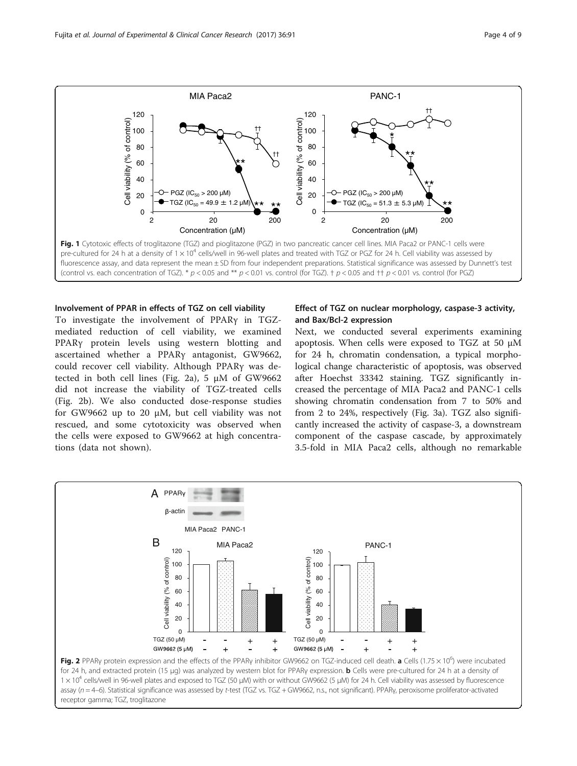Fig. 1 Cytotoxic effects of troglitazone (TGZ) and pioglitazone (PGZ) in two pancreatic cancer cell lines. MIA Paca2 or PANC-1 cells were pre-cultured for 24 h at a density of $1 \times 10^4$ cells/well in 96-well plates and treated with TGZ or PGZ for 24 h. Cell viability was assessed by fluorescence assay, and data represent the mean ± SD from four independent preparations. Statistical significance was assessed by Dunnett's test (control vs. each concentration of TGZ). * $p < 0.05$ and ** $p < 0.01$ vs. control (for TGZ). † $p < 0.05$ and †† $p < 0.01$ vs. control (for PGZ)

### Involvement of PPAR in effects of TGZ on cell viability

To investigate the involvement of PPARγ in TGZ-mediated reduction of cell viability, we examined PPARγ protein levels using western blotting and ascertained whether a PPARγ antagonist, GW9662, could recover cell viability. Although PPARγ was detected in both cell lines (Fig. 2a), 5 μM of GW9662 did not increase the viability of TGZ-treated cells (Fig. 2b). We also conducted dose-response studies for GW9662 up to 20 μM, but cell viability was not rescued, and some cytotoxicity was observed when the cells were exposed to GW9662 at high concentrations (data not shown).

### Effect of TGZ on nuclear morphology, caspase-3 activity, and Bax/Bcl-2 expression

Next, we conducted several experiments examining apoptosis. When cells were exposed to TGZ at 50 μM for 24 h, chromatin condensation, a typical morphological change characteristic of apoptosis, was observed after Hoechst 33342 staining. TGZ significantly increased the percentage of MIA Paca2 and PANC-1 cells showing chromatin condensation from 7 to 50% and from 2 to 24%, respectively (Fig. 3a). TGZ also significantly increased the activity of caspase-3, a downstream component of the caspase cascade, by approximately 3.5-fold in MIA Paca2 cells, although no remarkable

Fig. 2 PPARγ protein expression and the effects of the PPARγ inhibitor GW9662 on TGZ-induced cell death. **a** Cells ($1.75 \times 10^6$) were incubated for 24 h, and extracted protein (15 μg) was analyzed by western blot for PPARγ expression. **b** Cells were pre-cultured for 24 h at a density of $1 \times 10^4$ cells/well in 96-well plates and exposed to TGZ (50 μM) with or without GW9662 (5 μM) for 24 h. Cell viability was assessed by fluorescence assay ($n = 4$–6). Statistical significance was assessed by t-test (TGZ vs. TGZ + GW9662, n.s., not significant). PPARγ, peroxisome proliferator-activated receptor gamma; TGZ, troglitazone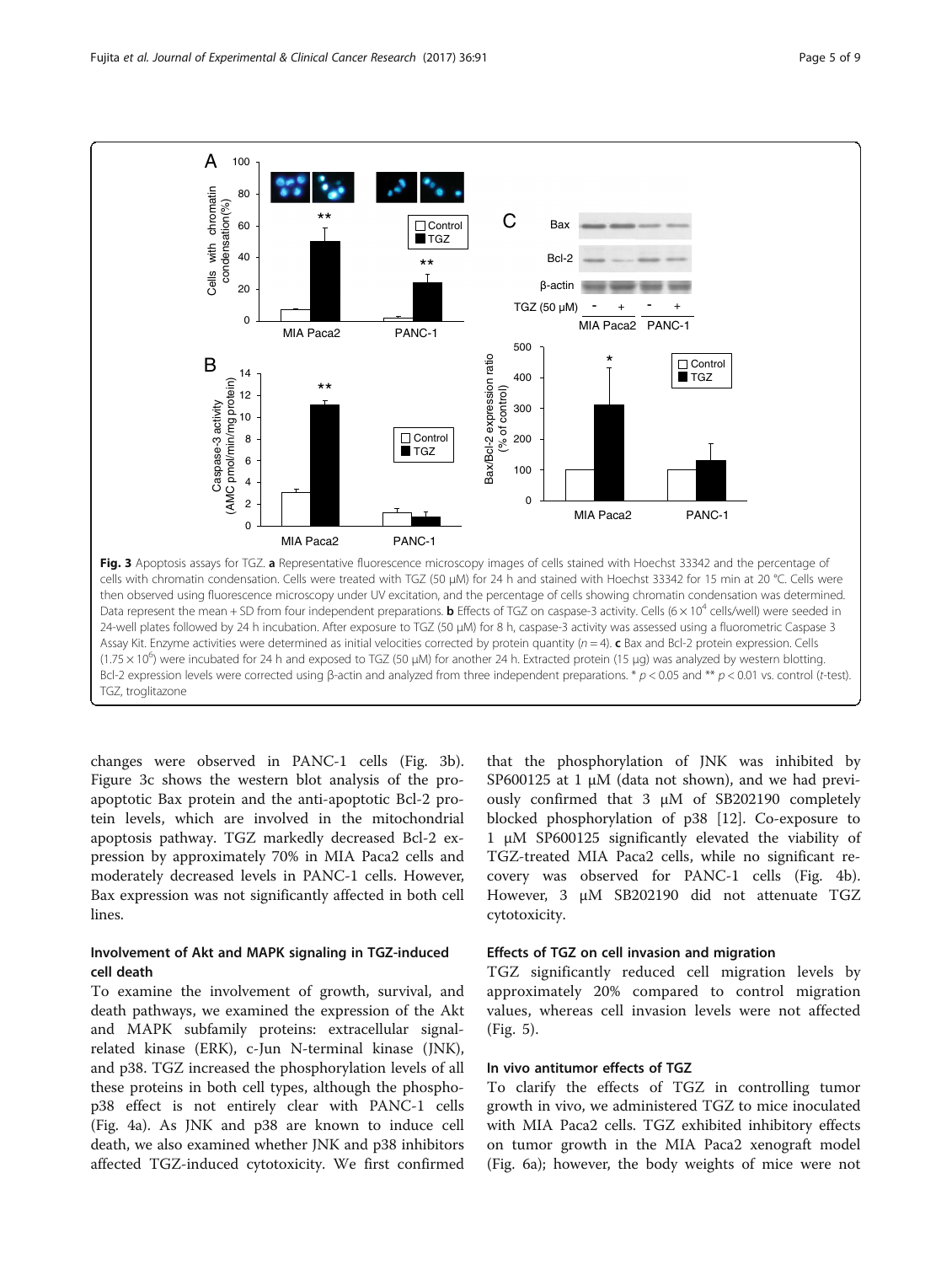**Fig. 3** Apoptosis assays for TGZ. **a** Representative fluorescence microscopy images of cells stained with Hoechst 33342 and the percentage of cells with chromatin condensation. Cells were treated with TGZ (50 μM) for 24 h and stained with Hoechst 33342 for 15 min at 20 °C. Cells were then observed using fluorescence microscopy under UV excitation, and the percentage of cells showing chromatin condensation was determined. Data represent the mean + SD from four independent preparations. **b** Effects of TGZ on caspase-3 activity. Cells ($6 \times 10^4$ cells/well) were seeded in 24-well plates followed by 24 h incubation. After exposure to TGZ (50 μM) for 8 h, caspase-3 activity was assessed using a fluorometric Caspase 3 Assay Kit. Enzyme activities were determined as initial velocities corrected by protein quantity ($n = 4$). **c** Bax and Bcl-2 protein expression. Cells ($1.75 \times 10^6$) were incubated for 24 h and exposed to TGZ (50 μM) for another 24 h. Extracted protein (15 μg) was analyzed by western blotting. Bcl-2 expression levels were corrected using β-actin and analyzed from three independent preparations. * $p < 0.05$ and ** $p < 0.01$ vs. control (*t*-test). TGZ, troglitazone

changes were observed in PANC-1 cells (Fig. 3b). Figure 3c shows the western blot analysis of the pro-apoptotic Bax protein and the anti-apoptotic Bcl-2 protein levels, which are involved in the mitochondrial apoptosis pathway. TGZ markedly decreased Bcl-2 expression by approximately 70% in MIA Paca2 cells and moderately decreased levels in PANC-1 cells. However, Bax expression was not significantly affected in both cell lines.

### Involvement of Akt and MAPK signaling in TGZ-induced cell death

To examine the involvement of growth, survival, and death pathways, we examined the expression of the Akt and MAPK subfamily proteins: extracellular signal-related kinase (ERK), c-Jun N-terminal kinase (JNK), and p38. TGZ increased the phosphorylation levels of all these proteins in both cell types, although the phospho-p38 effect is not entirely clear with PANC-1 cells (Fig. 4a). As JNK and p38 are known to induce cell death, we also examined whether JNK and p38 inhibitors affected TGZ-induced cytotoxicity. We first confirmed that the phosphorylation of JNK was inhibited by SP600125 at 1 μM (data not shown), and we had previously confirmed that 3 μM of SB202190 completely blocked phosphorylation of p38 [12]. Co-exposure to 1 μM SP600125 significantly elevated the viability of TGZ-treated MIA Paca2 cells, while no significant recovery was observed for PANC-1 cells (Fig. 4b). However, 3 μM SB202190 did not attenuate TGZ cytotoxicity.

### Effects of TGZ on cell invasion and migration

TGZ significantly reduced cell migration levels by approximately 20% compared to control migration values, whereas cell invasion levels were not affected (Fig. 5).

### In vivo antitumor effects of TGZ

To clarify the effects of TGZ in controlling tumor growth in vivo, we administered TGZ to mice inoculated with MIA Paca2 cells. TGZ exhibited inhibitory effects on tumor growth in the MIA Paca2 xenograft model (Fig. 6a); however, the body weights of mice were not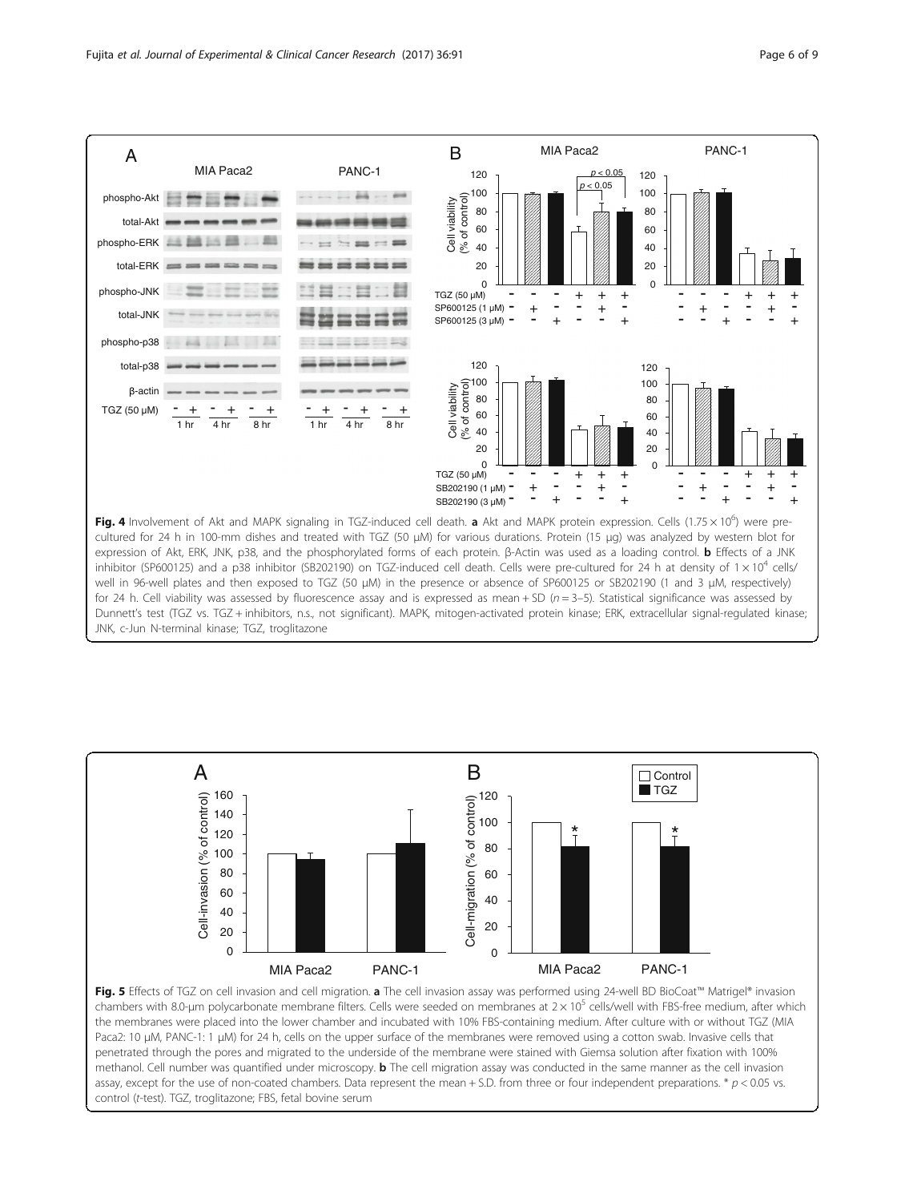**Fig. 4** Involvement of Akt and MAPK signaling in TGZ-induced cell death. **a** Akt and MAPK protein expression. Cells ($1.75 \times 10^6$) were pre-cultured for 24 h in 100-mm dishes and treated with TGZ (50 μM) for various durations. Protein (15 μg) was analyzed by western blot for expression of Akt, ERK, JNK, p38, and the phosphorylated forms of each protein. β-Actin was used as a loading control. **b** Effects of a JNK inhibitor (SP600125) and a p38 inhibitor (SB202190) on TGZ-induced cell death. Cells were pre-cultured for 24 h at density of $1 \times 10^4$ cells/well in 96-well plates and then exposed to TGZ (50 μM) in the presence or absence of SP600125 or SB202190 (1 and 3 μM, respectively) for 24 h. Cell viability was assessed by fluorescence assay and is expressed as mean + SD ($n$ = 3–5). Statistical significance was assessed by Dunnett's test (TGZ vs. TGZ + inhibitors, n.s., not significant). MAPK, mitogen-activated protein kinase; ERK, extracellular signal-regulated kinase; JNK, c-Jun N-terminal kinase; TGZ, troglitazone

**Fig. 5** Effects of TGZ on cell invasion and cell migration. **a** The cell invasion assay was performed using 24-well BD BioCoat™ Matrigel® invasion chambers with 8.0-μm polycarbonate membrane filters. Cells were seeded on membranes at $2 \times 10^5$ cells/well with FBS-free medium, after which the membranes were placed into the lower chamber and incubated with 10% FBS-containing medium. After culture with or without TGZ (MIA Paca2: 10 μM, PANC-1: 1 μM) for 24 h, cells on the upper surface of the membranes were removed using a cotton swab. Invasive cells that penetrated through the pores and migrated to the underside of the membrane were stained with Giemsa solution after fixation with 100% methanol. Cell number was quantified under microscopy. **b** The cell migration assay was conducted in the same manner as the cell invasion assay, except for the use of non-coated chambers. Data represent the mean + S.D. from three or four independent preparations. * $p < 0.05$ vs. control ($t$-test). TGZ, troglitazone; FBS, fetal bovine serum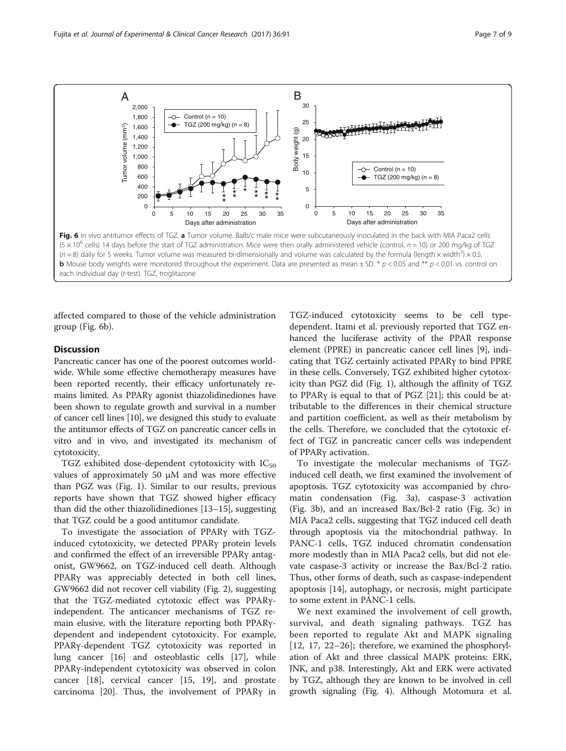Fig. 6 In vivo antitumor effects of TGZ. **a** Tumor volume. Balb/c male mice were subcutaneously inoculated in the back with MIA Paca2 cells ($5 \times 10^6$ cells) 14 days before the start of TGZ administration. Mice were then orally administered vehicle (control, $n = 10$) or 200 mg/kg of TGZ ($n = 8$) daily for 5 weeks. Tumor volume was measured bi-dimensionally and volume was calculated by the formula (length × width$^2$) × 0.5. **b** Mouse body weights were monitored throughout the experiment. Data are presented as mean ± SD. * $p < 0.05$ and ** $p < 0.01$ vs. control on each individual day (*t*-test). TGZ, troglitazone

affected compared to those of the vehicle administration group (Fig. 6b).

## Discussion

Pancreatic cancer has one of the poorest outcomes worldwide. While some effective chemotherapy measures have been reported recently, their efficacy unfortunately remains limited. As PPARγ agonist thiazolidinediones have been shown to regulate growth and survival in a number of cancer cell lines [10], we designed this study to evaluate the antitumor effects of TGZ on pancreatic cancer cells in vitro and in vivo, and investigated its mechanism of cytotoxicity.

TGZ exhibited dose-dependent cytotoxicity with $IC_{50}$ values of approximately 50 μM and was more effective than PGZ was (Fig. 1). Similar to our results, previous reports have shown that TGZ showed higher efficacy than did the other thiazolidinediones [13–15], suggesting that TGZ could be a good antitumor candidate.

To investigate the association of PPARγ with TGZ-induced cytotoxicity, we detected PPARγ protein levels and confirmed the effect of an irreversible PPARγ antagonist, GW9662, on TGZ-induced cell death. Although PPARγ was appreciably detected in both cell lines, GW9662 did not recover cell viability (Fig. 2), suggesting that the TGZ-mediated cytotoxic effect was PPARγ-independent. The anticancer mechanisms of TGZ remain elusive, with the literature reporting both PPARγ-dependent and independent cytotoxicity. For example, PPARγ-dependent TGZ cytotoxicity was reported in lung cancer [16] and osteoblastic cells [17], while PPARγ-independent cytotoxicity was observed in colon cancer [18], cervical cancer [15, 19], and prostate carcinoma [20]. Thus, the involvement of PPARγ in TGZ-induced cytotoxicity seems to be cell type-dependent. Itami et al. previously reported that TGZ enhanced the luciferase activity of the PPAR response element (PPRE) in pancreatic cancer cell lines [9], indicating that TGZ certainly activated PPARγ to bind PPRE in these cells. Conversely, TGZ exhibited higher cytotoxicity than PGZ did (Fig. 1), although the affinity of TGZ to PPARγ is equal to that of PGZ [21]; this could be attributable to the differences in their chemical structure and partition coefficient, as well as their metabolism by the cells. Therefore, we concluded that the cytotoxic effect of TGZ in pancreatic cancer cells was independent of PPARγ activation.

To investigate the molecular mechanisms of TGZ-induced cell death, we first examined the involvement of apoptosis. TGZ cytotoxicity was accompanied by chromatin condensation (Fig. 3a), caspase-3 activation (Fig. 3b), and an increased Bax/Bcl-2 ratio (Fig. 3c) in MIA Paca2 cells, suggesting that TGZ induced cell death through apoptosis via the mitochondrial pathway. In PANC-1 cells, TGZ induced chromatin condensation more modestly than in MIA Paca2 cells, but did not elevate caspase-3 activity or increase the Bax/Bcl-2 ratio. Thus, other forms of death, such as caspase-independent apoptosis [14], autophagy, or necrosis, might participate to some extent in PANC-1 cells.

We next examined the involvement of cell growth, survival, and death signaling pathways. TGZ has been reported to regulate Akt and MAPK signaling [12, 17, 22–26]; therefore, we examined the phosphorylation of Akt and three classical MAPK proteins: ERK, JNK, and p38. Interestingly, Akt and ERK were activated by TGZ, although they are known to be involved in cell growth signaling (Fig. 4). Although Motomura et al.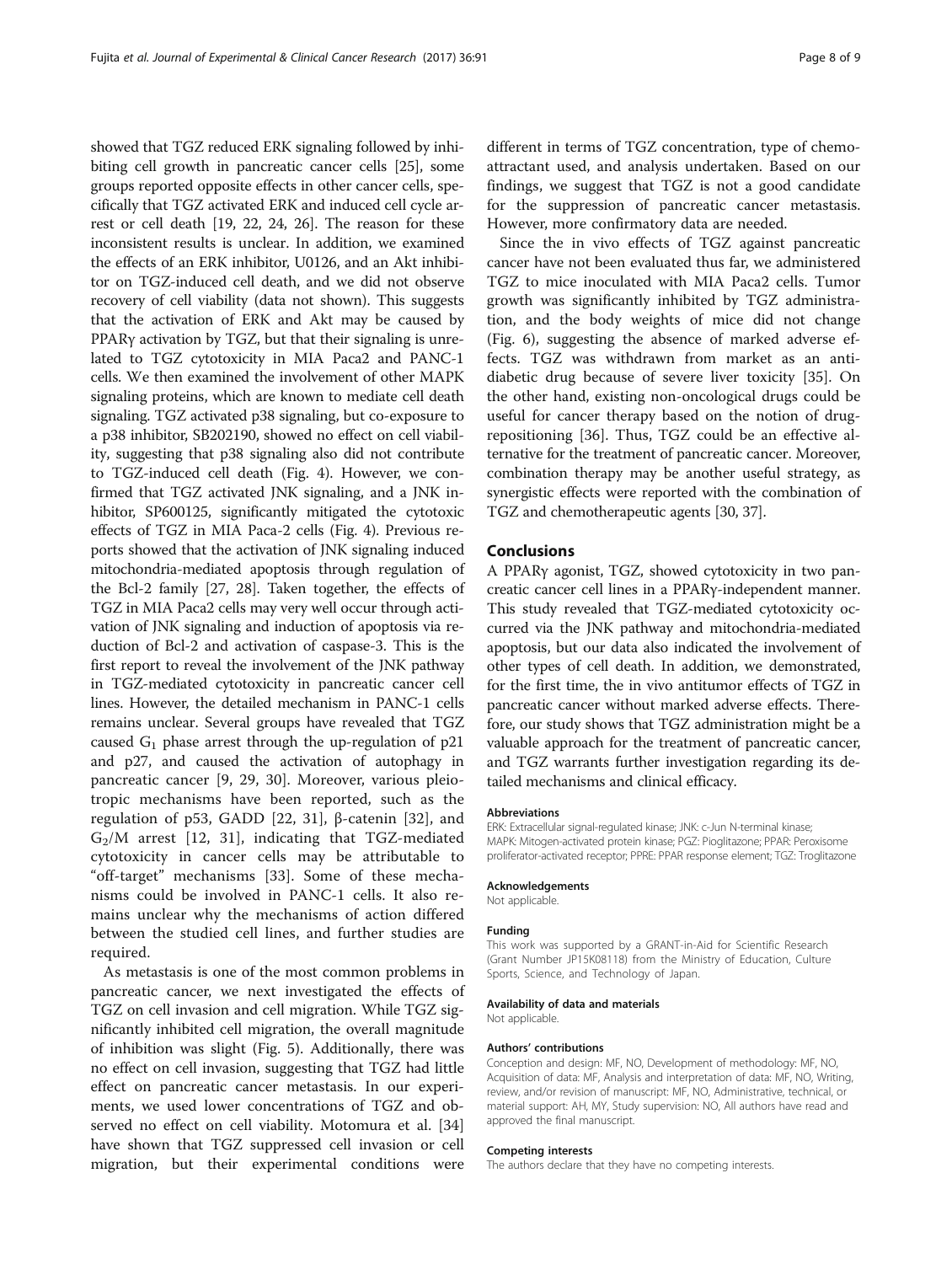showed that TGZ reduced ERK signaling followed by inhibiting cell growth in pancreatic cancer cells [25], some groups reported opposite effects in other cancer cells, specifically that TGZ activated ERK and induced cell cycle arrest or cell death [19, 22, 24, 26]. The reason for these inconsistent results is unclear. In addition, we examined the effects of an ERK inhibitor, U0126, and an Akt inhibitor on TGZ-induced cell death, and we did not observe recovery of cell viability (data not shown). This suggests that the activation of ERK and Akt may be caused by PPARγ activation by TGZ, but that their signaling is unrelated to TGZ cytotoxicity in MIA Paca2 and PANC-1 cells. We then examined the involvement of other MAPK signaling proteins, which are known to mediate cell death signaling. TGZ activated p38 signaling, but co-exposure to a p38 inhibitor, SB202190, showed no effect on cell viability, suggesting that p38 signaling also did not contribute to TGZ-induced cell death (Fig. 4). However, we confirmed that TGZ activated JNK signaling, and a JNK inhibitor, SP600125, significantly mitigated the cytotoxic effects of TGZ in MIA Paca-2 cells (Fig. 4). Previous reports showed that the activation of JNK signaling induced mitochondria-mediated apoptosis through regulation of the Bcl-2 family [27, 28]. Taken together, the effects of TGZ in MIA Paca2 cells may very well occur through activation of JNK signaling and induction of apoptosis via reduction of Bcl-2 and activation of caspase-3. This is the first report to reveal the involvement of the JNK pathway in TGZ-mediated cytotoxicity in pancreatic cancer cell lines. However, the detailed mechanism in PANC-1 cells remains unclear. Several groups have revealed that TGZ caused $G_1$ phase arrest through the up-regulation of p21 and p27, and caused the activation of autophagy in pancreatic cancer [9, 29, 30]. Moreover, various pleiotropic mechanisms have been reported, such as the regulation of p53, GADD [22, 31], β-catenin [32], and $G_2$/M arrest [12, 31], indicating that TGZ-mediated cytotoxicity in cancer cells may be attributable to "off-target" mechanisms [33]. Some of these mechanisms could be involved in PANC-1 cells. It also remains unclear why the mechanisms of action differed between the studied cell lines, and further studies are required.

As metastasis is one of the most common problems in pancreatic cancer, we next investigated the effects of TGZ on cell invasion and cell migration. While TGZ significantly inhibited cell migration, the overall magnitude of inhibition was slight (Fig. 5). Additionally, there was no effect on cell invasion, suggesting that TGZ had little effect on pancreatic cancer metastasis. In our experiments, we used lower concentrations of TGZ and observed no effect on cell viability. Motomura et al. [34] have shown that TGZ suppressed cell invasion or cell migration, but their experimental conditions were different in terms of TGZ concentration, type of chemoattractant used, and analysis undertaken. Based on our findings, we suggest that TGZ is not a good candidate for the suppression of pancreatic cancer metastasis. However, more confirmatory data are needed.

Since the in vivo effects of TGZ against pancreatic cancer have not been evaluated thus far, we administered TGZ to mice inoculated with MIA Paca2 cells. Tumor growth was significantly inhibited by TGZ administration, and the body weights of mice did not change (Fig. 6), suggesting the absence of marked adverse effects. TGZ was withdrawn from market as an antidiabetic drug because of severe liver toxicity [35]. On the other hand, existing non-oncological drugs could be useful for cancer therapy based on the notion of drug-repositioning [36]. Thus, TGZ could be an effective alternative for the treatment of pancreatic cancer. Moreover, combination therapy may be another useful strategy, as synergistic effects were reported with the combination of TGZ and chemotherapeutic agents [30, 37].

## Conclusions

A PPARγ agonist, TGZ, showed cytotoxicity in two pancreatic cancer cell lines in a PPARγ-independent manner. This study revealed that TGZ-mediated cytotoxicity occurred via the JNK pathway and mitochondria-mediated apoptosis, but our data also indicated the involvement of other types of cell death. In addition, we demonstrated, for the first time, the in vivo antitumor effects of TGZ in pancreatic cancer without marked adverse effects. Therefore, our study shows that TGZ administration might be a valuable approach for the treatment of pancreatic cancer, and TGZ warrants further investigation regarding its detailed mechanisms and clinical efficacy.

#### Abbreviations
ERK: Extracellular signal-regulated kinase; JNK: c-Jun N-terminal kinase; MAPK: Mitogen-activated protein kinase; PGZ: Pioglitazone; PPAR: Peroxisome proliferator-activated receptor; PPRE: PPAR response element; TGZ: Troglitazone

#### Acknowledgements
Not applicable.

#### Funding
This work was supported by a GRANT-in-Aid for Scientific Research (Grant Number JP15K08118) from the Ministry of Education, Culture Sports, Science, and Technology of Japan.

#### Availability of data and materials
Not applicable.

#### Authors' contributions
Conception and design: MF, NO, Development of methodology: MF, NO, Acquisition of data: MF, Analysis and interpretation of data: MF, NO, Writing, review, and/or revision of manuscript: MF, NO, Administrative, technical, or material support: AH, MY, Study supervision: NO, All authors have read and approved the final manuscript.

#### Competing interests
The authors declare that they have no competing interests.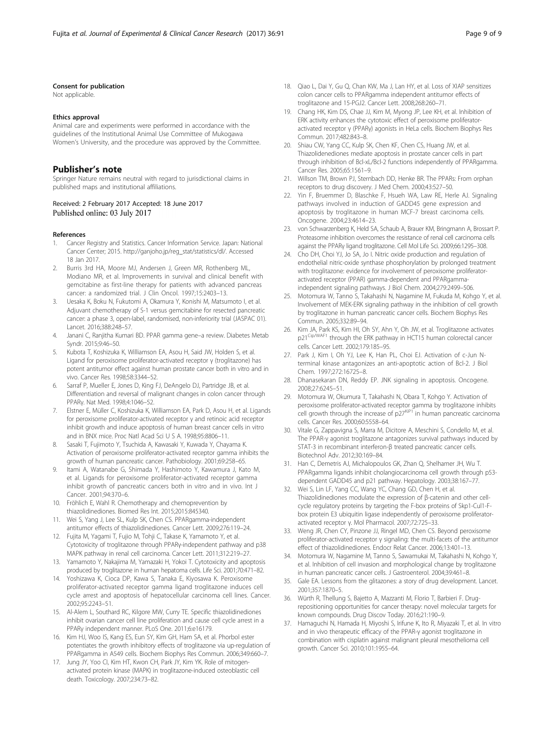### Consent for publication

Not applicable.

### Ethics approval

Animal care and experiments were performed in accordance with the guidelines of the Institutional Animal Use Committee of Mukogawa Women's University, and the procedure was approved by the Committee.

## Publisher's note

Springer Nature remains neutral with regard to jurisdictional claims in published maps and institutional affiliations.

Received: 2 February 2017 Accepted: 18 June 2017
Published online: 03 July 2017

### References

1. Cancer Registry and Statistics. Cancer Information Service. Japan: National Cancer Center; 2015. http://ganjoho.jp/reg_stat/statistics/dl/. Accessed 18 Jan 2017.
2. Burris 3rd HA, Moore MJ, Andersen J, Green MR, Rothenberg ML, Modiano MR, et al. Improvements in survival and clinical benefit with gemcitabine as first-line therapy for patients with advanced pancreas cancer: a randomized trial. J Clin Oncol. 1997;15:2403–13.
3. Uesaka K, Boku N, Fukutomi A, Okamura Y, Konishi M, Matsumoto I, et al. Adjuvant chemotherapy of S-1 versus gemcitabine for resected pancreatic cancer: a phase 3, open-label, randomised, non-inferiority trial (JASPAC 01). Lancet. 2016;388:248–57.
4. Janani C, Ranjitha Kumari BD. PPAR gamma gene–a review. Diabetes Metab Syndr. 2015;9:46–50.
5. Kubota T, Koshizuka K, Williamson EA, Asou H, Said JW, Holden S, et al. Ligand for peroxisome proliferator-activated receptor γ (troglitazone) has potent antitumor effect against human prostate cancer both in vitro and in vivo. Cancer Res. 1998;58:3344–52.
6. Sarraf P, Mueller E, Jones D, King FJ, DeAngelo DJ, Partridge JB, et al. Differentiation and reversal of malignant changes in colon cancer through PPARγ. Nat Med. 1998;4:1046–52.
7. Elstner E, Müller C, Koshizuka K, Williamson EA, Park D, Asou H, et al. Ligands for peroxisome proliferator-activated receptor γ and retinoic acid receptor inhibit growth and induce apoptosis of human breast cancer cells in vitro and in BNX mice. Proc Natl Acad Sci U S A. 1998;95:8806–11.
8. Sasaki T, Fujimoto Y, Tsuchida A, Kawasaki Y, Kuwada Y, Chayama K. Activation of peroxisome proliferator-activated receptor gamma inhibits the growth of human pancreatic cancer. Pathobiology. 2001;69:258–65.
9. Itami A, Watanabe G, Shimada Y, Hashimoto Y, Kawamura J, Kato M, et al. Ligands for peroxisome proliferator-activated receptor gamma inhibit growth of pancreatic cancers both in vitro and in vivo. Int J Cancer. 2001;94:370–6.
10. Fröhlich E, Wahl R. Chemotherapy and chemoprevention by thiazolidinediones. Biomed Res Int. 2015;2015:845340.
11. Wei S, Yang J, Lee SL, Kulp SK, Chen CS. PPARgamma-independent antitumor effects of thiazolidinediones. Cancer Lett. 2009;276:119–24.
12. Fujita M, Yagami T, Fujio M, Tohji C, Takase K, Yamamoto Y, et al. Cytotoxicity of troglitazone through PPARγ-independent pathway and p38 MAPK pathway in renal cell carcinoma. Cancer Lett. 2011;312:219–27.
13. Yamamoto Y, Nakajima M, Yamazaki H, Yokoi T. Cytotoxicity and apoptosis produced by troglitazone in human hepatoma cells. Life Sci. 2001;70:471–82.
14. Yoshizawa K, Cioca DP, Kawa S, Tanaka E, Kiyosawa K. Peroxisome proliferator-activated receptor gamma ligand troglitazone induces cell cycle arrest and apoptosis of hepatocellular carcinoma cell lines. Cancer. 2002;95:2243–51.
15. Al-Alem L, Southard RC, Kilgore MW, Curry TE. Specific thiazolidinediones inhibit ovarian cancer cell line proliferation and cause cell cycle arrest in a PPARγ independent manner. PLoS One. 2011;6:e16179.
16. Kim HJ, Woo IS, Kang ES, Eun SY, Kim GH, Ham SA, et al. Phorbol ester potentiates the growth inhibitory effects of troglitazone via up-regulation of PPARgamma in A549 cells. Biochem Biophys Res Commun. 2006;349:660–7.
17. Jung JY, Yoo CI, Kim HT, Kwon CH, Park JY, Kim YK. Role of mitogen-activated protein kinase (MAPK) in troglitazone-induced osteoblastic cell death. Toxicology. 2007;234:73–82.
18. Qiao L, Dai Y, Gu Q, Chan KW, Ma J, Lan HY, et al. Loss of XIAP sensitizes colon cancer cells to PPARgamma independent antitumor effects of troglitazone and 15-PGJ2. Cancer Lett. 2008;268:260–71.
19. Chang HK, Kim DS, Chae JJ, Kim M, Myong JP, Lee KH, et al. Inhibition of ERK activity enhances the cytotoxic effect of peroxisome proliferator-activated receptor γ (PPARγ) agonists in HeLa cells. Biochem Biophys Res Commun. 2017;482:843–8.
20. Shiau CW, Yang CC, Kulp SK, Chen KF, Chen CS, Huang JW, et al. Thiazolidenediones mediate apoptosis in prostate cancer cells in part through inhibition of Bcl-xL/Bcl-2 functions independently of PPARgamma. Cancer Res. 2005;65:1561–9.
21. Willson TM, Brown PJ, Sternbach DD, Henke BR. The PPARs: From orphan receptors to drug discovery. J Med Chem. 2000;43:527–50.
22. Yin F, Bruemmer D, Blaschke F, Hsueh WA, Law RE, Herle AJ. Signaling pathways involved in induction of GADD45 gene expression and apoptosis by troglitazone in human MCF-7 breast carcinoma cells. Oncogene. 2004;23:4614–23.
23. von Schwarzenberg K, Held SA, Schaub A, Brauer KM, Bringmann A, Brossart P. Proteasome inhibition overcomes the resistance of renal cell carcinoma cells against the PPARγ ligand troglitazone. Cell Mol Life Sci. 2009;66:1295–308.
24. Cho DH, Choi YJ, Jo SA, Jo I. Nitric oxide production and regulation of endothelial nitric-oxide synthase phosphorylation by prolonged treatment with troglitazone: evidence for involvement of peroxisome proliferator-activated receptor (PPAR) gamma-dependent and PPARgamma-independent signaling pathways. J Biol Chem. 2004;279:2499–506.
25. Motomura W, Tanno S, Takahashi N, Nagamine M, Fukuda M, Kohgo Y, et al. Involvement of MEK-ERK signaling pathway in the inhibition of cell growth by troglitazone in human pancreatic cancer cells. Biochem Biophys Res Commun. 2005;332:89–94.
26. Kim JA, Park KS, Kim HI, Oh SY, Ahn Y, Oh JW, et al. Troglitazone activates p21$^{Cip/WAF1}$ through the ERK pathway in HCT15 human colorectal cancer cells. Cancer Lett. 2002;179:185–95.
27. Park J, Kim I, Oh YJ, Lee K, Han PL, Choi EJ. Activation of c-Jun N-terminal kinase antagonizes an anti-apoptotic action of Bcl-2. J Biol Chem. 1997;272:16725–8.
28. Dhanasekaran DN, Reddy EP. JNK signaling in apoptosis. Oncogene. 2008;27:6245–51.
29. Motomura W, Okumura T, Takahashi N, Obara T, Kohgo Y. Activation of peroxisome proliferator-activated receptor gamma by troglitazone inhibits cell growth through the increase of p27$^{KiP1}$ in human pancreatic carcinoma cells. Cancer Res. 2000;60:5558–64.
30. Vitale G, Zappavigna S, Marra M, Dicitore A, Meschini S, Condello M, et al. The PPAR-γ agonist troglitazone antagonizes survival pathways induced by STAT-3 in recombinant interferon-β treated pancreatic cancer cells. Biotechnol Adv. 2012;30:169–84.
31. Han C, Demetris AJ, Michalopoulos GK, Zhan Q, Shelhamer JH, Wu T. PPARgamma ligands inhibit cholangiocarcinoma cell growth through p53-dependent GADD45 and p21 pathway. Hepatology. 2003;38:167–77.
32. Wei S, Lin LF, Yang CC, Wang YC, Chang GD, Chen H, et al. Thiazolidinediones modulate the expression of β-catenin and other cell-cycle regulatory proteins by targeting the F-box proteins of Skp1-Cul1-F-box protein E3 ubiquitin ligase independently of peroxisome proliferator-activated receptor γ. Mol Pharmacol. 2007;72:725–33.
33. Weng JR, Chen CY, Pinzone JJ, Ringel MD, Chen CS. Beyond peroxisome proliferator-activated receptor γ signaling: the multi-facets of the antitumor effect of thiazolidinediones. Endocr Relat Cancer. 2006;13:401–13.
34. Motomura W, Nagamine M, Tanno S, Sawamukai M, Takahashi N, Kohgo Y, et al. Inhibition of cell invasion and morphological change by troglitazone in human pancreatic cancer cells. J Gastroenterol. 2004;39:461–8.
35. Gale EA. Lessons from the glitazones: a story of drug development. Lancet. 2001;357:1870–5.
36. Würth R, Thellung S, Bajetto A, Mazzanti M, Florio T, Barbieri F. Drug-repositioning opportunities for cancer therapy: novel molecular targets for known compounds. Drug Discov Today. 2016;21:190–9.
37. Hamaguchi N, Hamada H, Miyoshi S, Irifune K, Ito R, Miyazaki T, et al. In vitro and in vivo therapeutic efficacy of the PPAR-γ agonist troglitazone in combination with cisplatin against malignant pleural mesothelioma cell growth. Cancer Sci. 2010;101:1955–64.